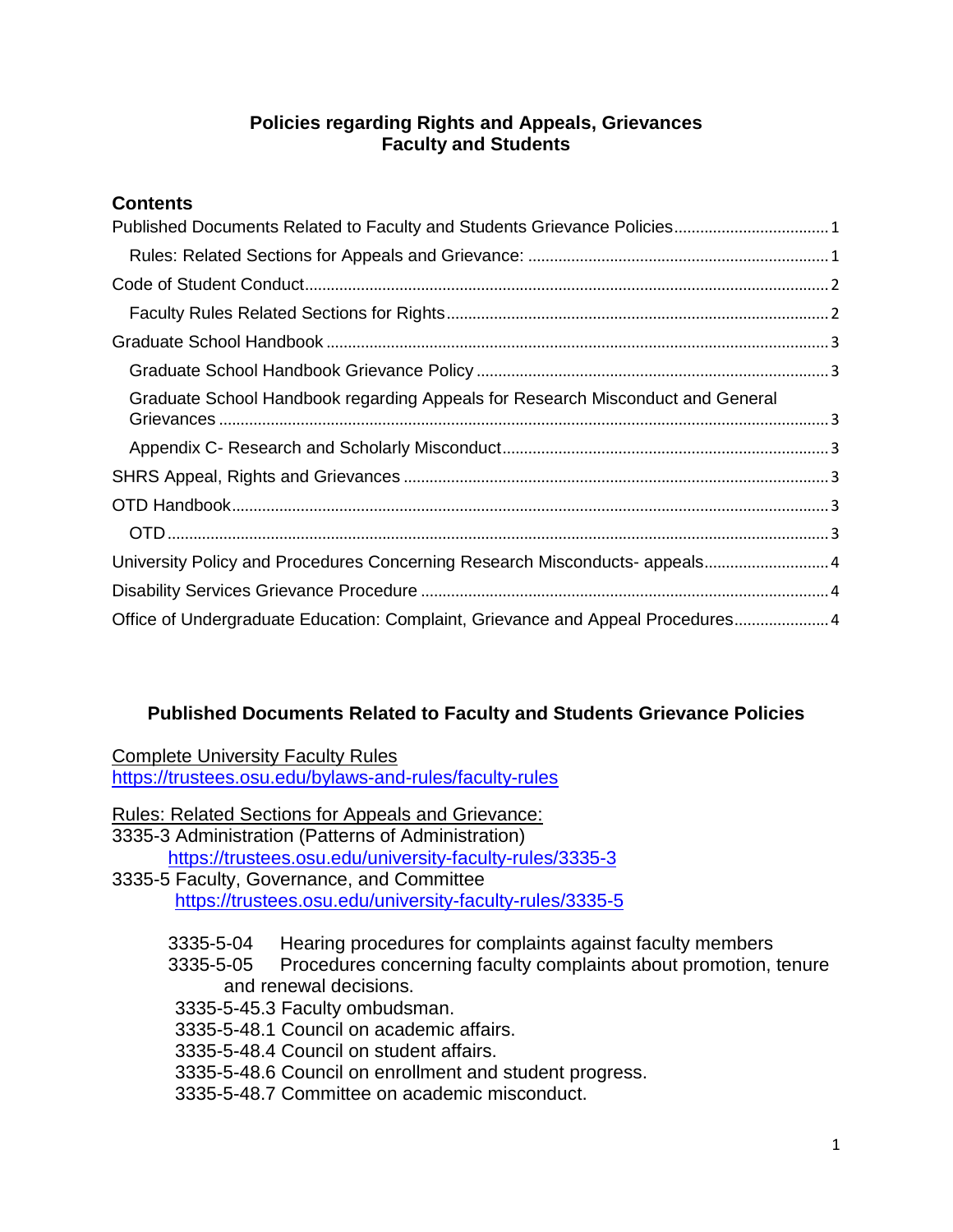# Policies regarding Rights and Appeals, Grievances
# Faculty and Students

## Contents

- Published Documents Related to Faculty and Students Grievance Policies ..... 1
  - Rules: Related Sections for Appeals and Grievance: ..... 1
- Code of Student Conduct ..... 2
  - Faculty Rules Related Sections for Rights ..... 2
- Graduate School Handbook ..... 3
  - Graduate School Handbook Grievance Policy ..... 3
  - Graduate School Handbook regarding Appeals for Research Misconduct and General Grievances ..... 3
  - Appendix C- Research and Scholarly Misconduct ..... 3
- SHRS Appeal, Rights and Grievances ..... 3
- OTD Handbook ..... 3
  - OTD ..... 3
- University Policy and Procedures Concerning Research Misconducts- appeals ..... 4
- Disability Services Grievance Procedure ..... 4
- Office of Undergraduate Education: Complaint, Grievance and Appeal Procedures ..... 4

## Published Documents Related to Faculty and Students Grievance Policies

Complete University Faculty Rules
https://trustees.osu.edu/bylaws-and-rules/faculty-rules

### Rules: Related Sections for Appeals and Grievance:

3335-3 Administration (Patterns of Administration)
https://trustees.osu.edu/university-faculty-rules/3335-3

3335-5 Faculty, Governance, and Committee
https://trustees.osu.edu/university-faculty-rules/3335-5

- 3335-5-04 Hearing procedures for complaints against faculty members
- 3335-5-05 Procedures concerning faculty complaints about promotion, tenure and renewal decisions.
- 3335-5-45.3 Faculty ombudsman.
- 3335-5-48.1 Council on academic affairs.
- 3335-5-48.4 Council on student affairs.
- 3335-5-48.6 Council on enrollment and student progress.
- 3335-5-48.7 Committee on academic misconduct.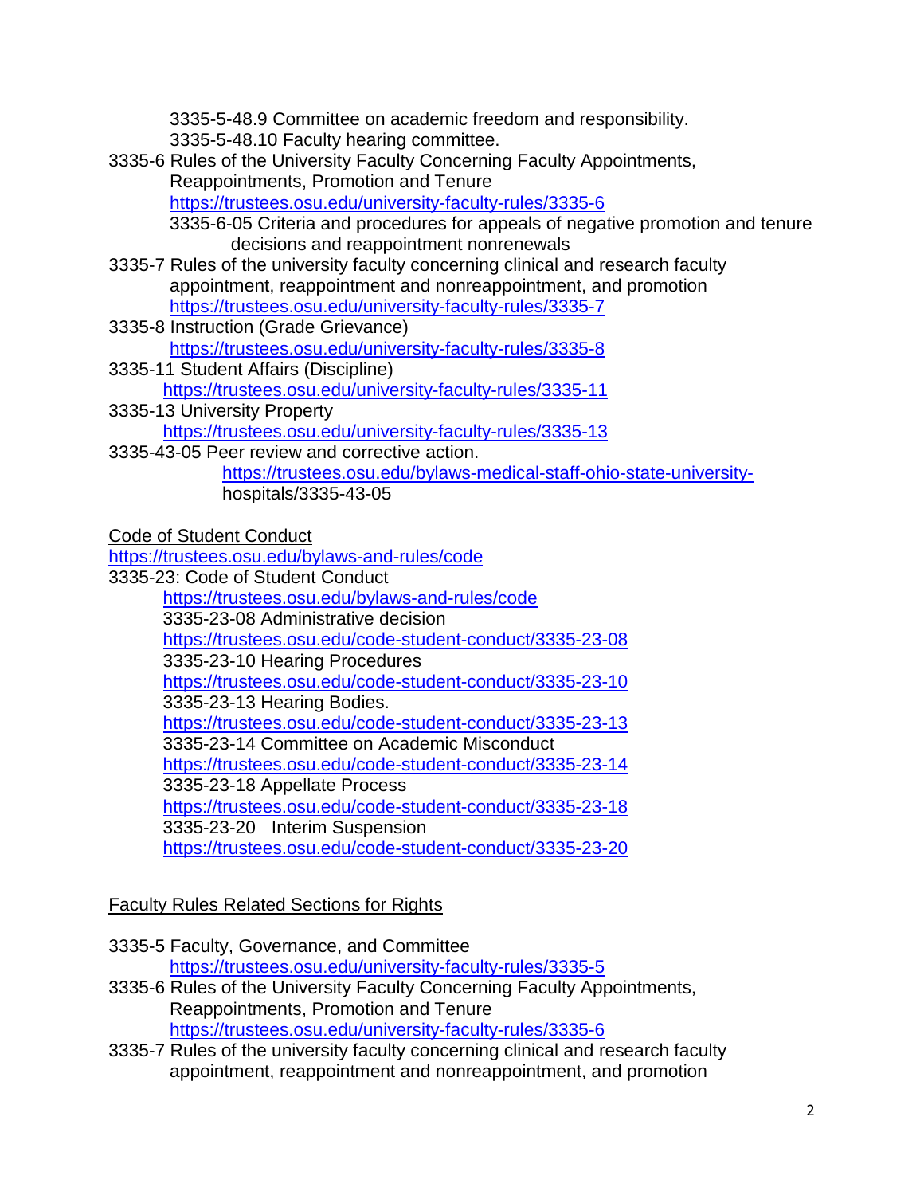3335-5-48.9 Committee on academic freedom and responsibility.
3335-5-48.10 Faculty hearing committee.

3335-6 Rules of the University Faculty Concerning Faculty Appointments, Reappointments, Promotion and Tenure
https://trustees.osu.edu/university-faculty-rules/3335-6
3335-6-05 Criteria and procedures for appeals of negative promotion and tenure decisions and reappointment nonrenewals

3335-7 Rules of the university faculty concerning clinical and research faculty appointment, reappointment and nonreappointment, and promotion
https://trustees.osu.edu/university-faculty-rules/3335-7

3335-8 Instruction (Grade Grievance)
https://trustees.osu.edu/university-faculty-rules/3335-8

3335-11 Student Affairs (Discipline)
https://trustees.osu.edu/university-faculty-rules/3335-11

3335-13 University Property
https://trustees.osu.edu/university-faculty-rules/3335-13

3335-43-05 Peer review and corrective action.
https://trustees.osu.edu/bylaws-medical-staff-ohio-state-university-hospitals/3335-43-05

<u>Code of Student Conduct</u>

https://trustees.osu.edu/bylaws-and-rules/code

3335-23: Code of Student Conduct
https://trustees.osu.edu/bylaws-and-rules/code
3335-23-08 Administrative decision
https://trustees.osu.edu/code-student-conduct/3335-23-08
3335-23-10 Hearing Procedures
https://trustees.osu.edu/code-student-conduct/3335-23-10
3335-23-13 Hearing Bodies.
https://trustees.osu.edu/code-student-conduct/3335-23-13
3335-23-14 Committee on Academic Misconduct
https://trustees.osu.edu/code-student-conduct/3335-23-14
3335-23-18 Appellate Process
https://trustees.osu.edu/code-student-conduct/3335-23-18
3335-23-20 Interim Suspension
https://trustees.osu.edu/code-student-conduct/3335-23-20

<u>Faculty Rules Related Sections for Rights</u>

3335-5 Faculty, Governance, and Committee
https://trustees.osu.edu/university-faculty-rules/3335-5

3335-6 Rules of the University Faculty Concerning Faculty Appointments, Reappointments, Promotion and Tenure
https://trustees.osu.edu/university-faculty-rules/3335-6

3335-7 Rules of the university faculty concerning clinical and research faculty appointment, reappointment and nonreappointment, and promotion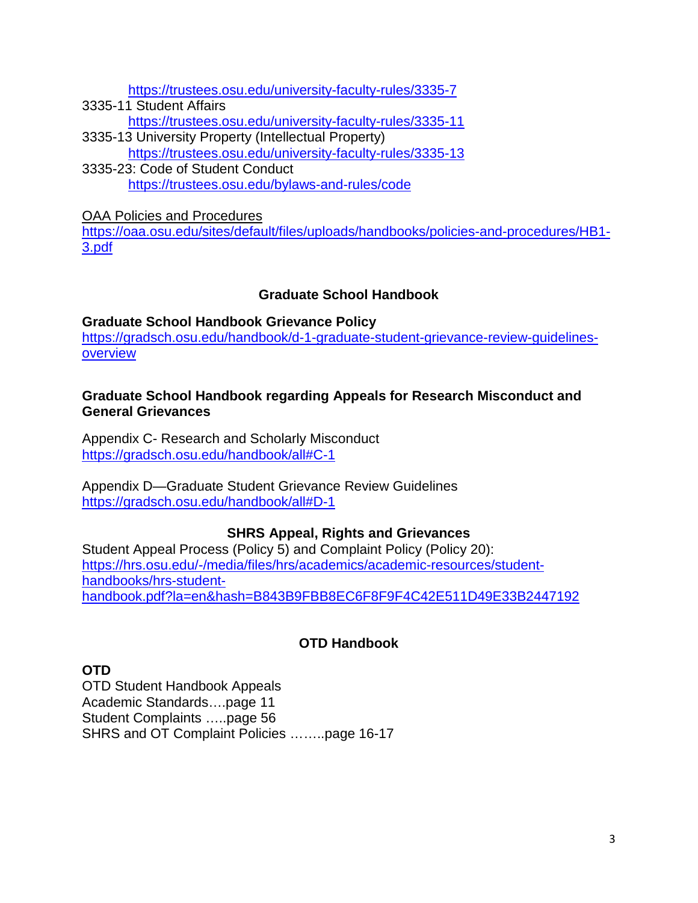https://trustees.osu.edu/university-faculty-rules/3335-7

3335-11 Student Affairs
https://trustees.osu.edu/university-faculty-rules/3335-11

3335-13 University Property (Intellectual Property)
https://trustees.osu.edu/university-faculty-rules/3335-13

3335-23: Code of Student Conduct
https://trustees.osu.edu/bylaws-and-rules/code

OAA Policies and Procedures
https://oaa.osu.edu/sites/default/files/uploads/handbooks/policies-and-procedures/HB1-3.pdf

## Graduate School Handbook

**Graduate School Handbook Grievance Policy**
https://gradsch.osu.edu/handbook/d-1-graduate-student-grievance-review-guidelines-overview

**Graduate School Handbook regarding Appeals for Research Misconduct and General Grievances**

Appendix C- Research and Scholarly Misconduct
https://gradsch.osu.edu/handbook/all#C-1

Appendix D—Graduate Student Grievance Review Guidelines
https://gradsch.osu.edu/handbook/all#D-1

## SHRS Appeal, Rights and Grievances

Student Appeal Process (Policy 5) and Complaint Policy (Policy 20):
https://hrs.osu.edu/-/media/files/hrs/academics/academic-resources/student-handbooks/hrs-student-handbook.pdf?la=en&hash=B843B9FBB8EC6F8F9F4C42E511D49E33B2447192

## OTD Handbook

**OTD**
OTD Student Handbook Appeals
Academic Standards….page 11
Student Complaints …..page 56
SHRS and OT Complaint Policies ……..page 16-17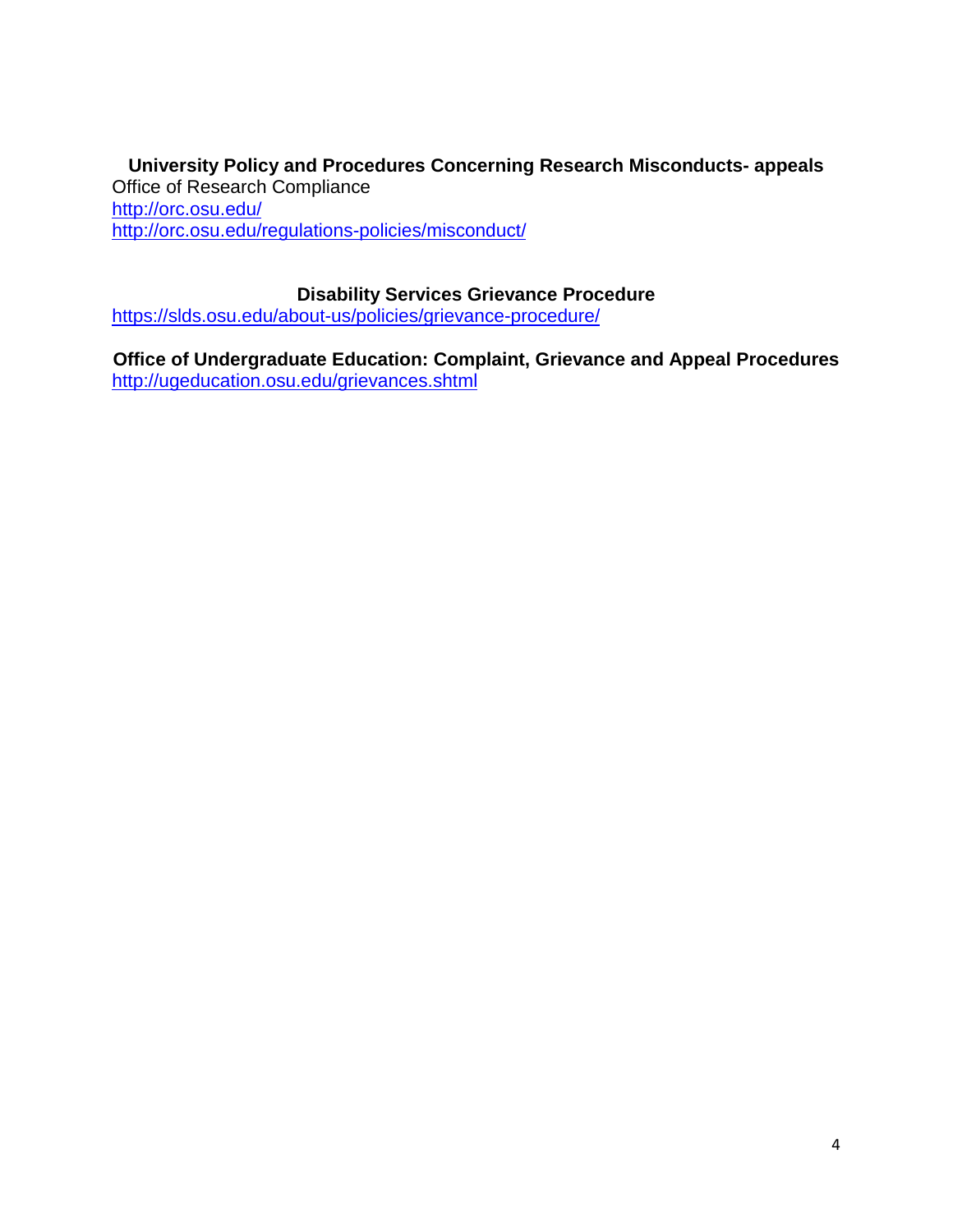**University Policy and Procedures Concerning Research Misconducts- appeals**

Office of Research Compliance
http://orc.osu.edu/
http://orc.osu.edu/regulations-policies/misconduct/

**Disability Services Grievance Procedure**

https://slds.osu.edu/about-us/policies/grievance-procedure/

**Office of Undergraduate Education: Complaint, Grievance and Appeal Procedures**

http://ugeducation.osu.edu/grievances.shtml